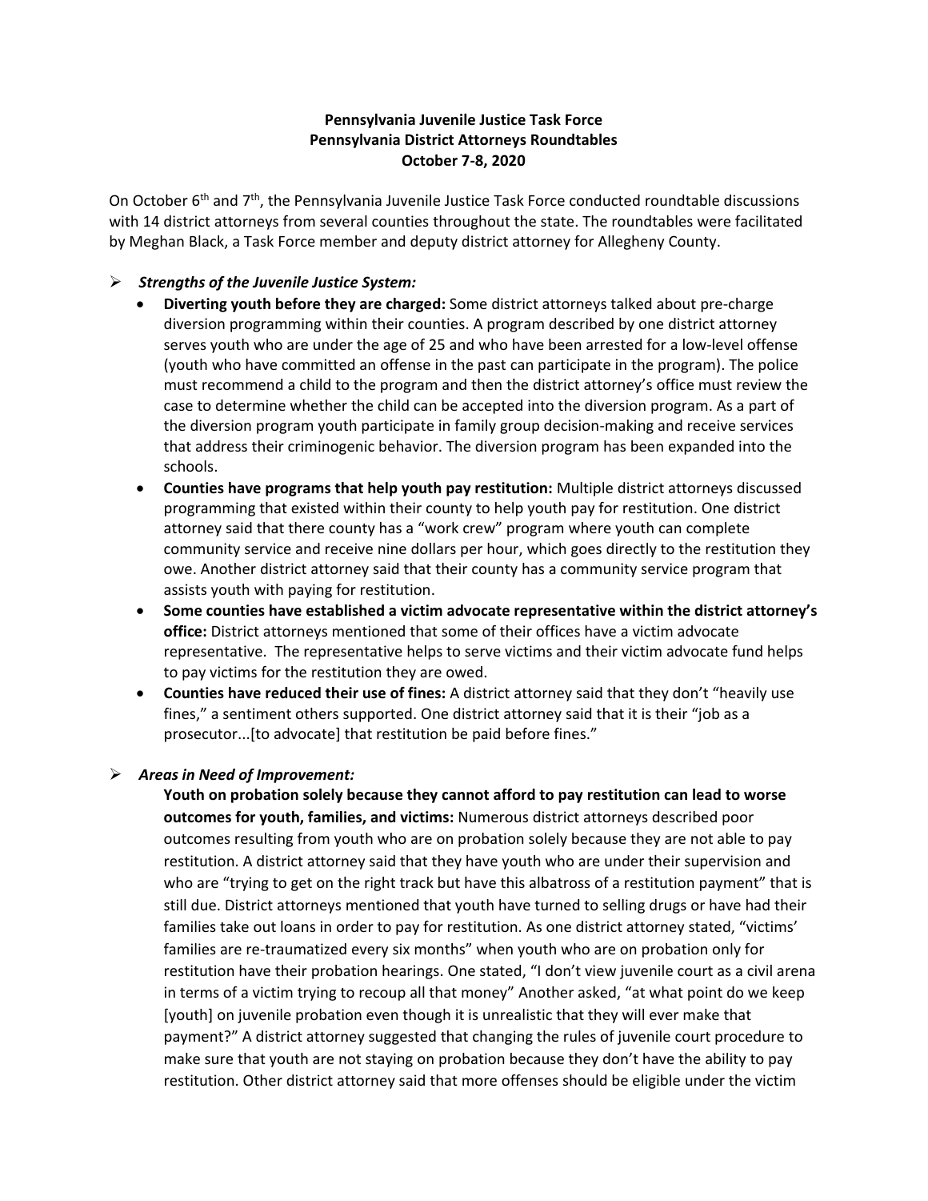**Pennsylvania Juvenile Justice Task Force**
**Pennsylvania District Attorneys Roundtables**
**October 7-8, 2020**

On October 6th and 7th, the Pennsylvania Juvenile Justice Task Force conducted roundtable discussions with 14 district attorneys from several counties throughout the state. The roundtables were facilitated by Meghan Black, a Task Force member and deputy district attorney for Allegheny County.

- ***Strengths of the Juvenile Justice System:***
  - **Diverting youth before they are charged:** Some district attorneys talked about pre-charge diversion programming within their counties. A program described by one district attorney serves youth who are under the age of 25 and who have been arrested for a low-level offense (youth who have committed an offense in the past can participate in the program). The police must recommend a child to the program and then the district attorney's office must review the case to determine whether the child can be accepted into the diversion program. As a part of the diversion program youth participate in family group decision-making and receive services that address their criminogenic behavior. The diversion program has been expanded into the schools.
  - **Counties have programs that help youth pay restitution:** Multiple district attorneys discussed programming that existed within their county to help youth pay for restitution. One district attorney said that there county has a "work crew" program where youth can complete community service and receive nine dollars per hour, which goes directly to the restitution they owe. Another district attorney said that their county has a community service program that assists youth with paying for restitution.
  - **Some counties have established a victim advocate representative within the district attorney's office:** District attorneys mentioned that some of their offices have a victim advocate representative. The representative helps to serve victims and their victim advocate fund helps to pay victims for the restitution they are owed.
  - **Counties have reduced their use of fines:** A district attorney said that they don't "heavily use fines," a sentiment others supported. One district attorney said that it is their "job as a prosecutor...[to advocate] that restitution be paid before fines."

- ***Areas in Need of Improvement:***

  **Youth on probation solely because they cannot afford to pay restitution can lead to worse outcomes for youth, families, and victims:** Numerous district attorneys described poor outcomes resulting from youth who are on probation solely because they are not able to pay restitution. A district attorney said that they have youth who are under their supervision and who are "trying to get on the right track but have this albatross of a restitution payment" that is still due. District attorneys mentioned that youth have turned to selling drugs or have had their families take out loans in order to pay for restitution. As one district attorney stated, "victims' families are re-traumatized every six months" when youth who are on probation only for restitution have their probation hearings. One stated, "I don't view juvenile court as a civil arena in terms of a victim trying to recoup all that money" Another asked, "at what point do we keep [youth] on juvenile probation even though it is unrealistic that they will ever make that payment?" A district attorney suggested that changing the rules of juvenile court procedure to make sure that youth are not staying on probation because they don't have the ability to pay restitution. Other district attorney said that more offenses should be eligible under the victim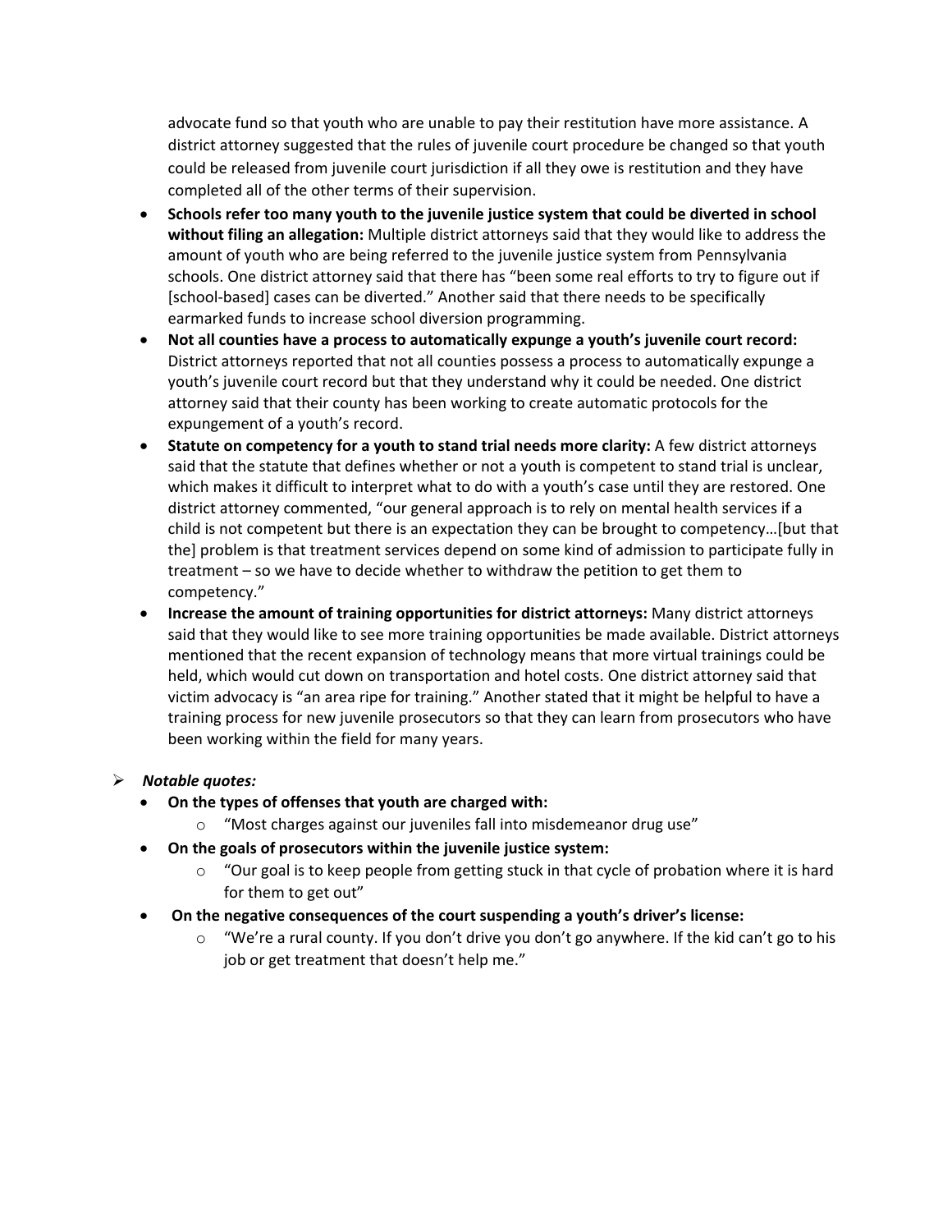advocate fund so that youth who are unable to pay their restitution have more assistance. A district attorney suggested that the rules of juvenile court procedure be changed so that youth could be released from juvenile court jurisdiction if all they owe is restitution and they have completed all of the other terms of their supervision.

- **Schools refer too many youth to the juvenile justice system that could be diverted in school without filing an allegation:** Multiple district attorneys said that they would like to address the amount of youth who are being referred to the juvenile justice system from Pennsylvania schools. One district attorney said that there has "been some real efforts to try to figure out if [school-based] cases can be diverted." Another said that there needs to be specifically earmarked funds to increase school diversion programming.
- **Not all counties have a process to automatically expunge a youth's juvenile court record:** District attorneys reported that not all counties possess a process to automatically expunge a youth's juvenile court record but that they understand why it could be needed. One district attorney said that their county has been working to create automatic protocols for the expungement of a youth's record.
- **Statute on competency for a youth to stand trial needs more clarity:** A few district attorneys said that the statute that defines whether or not a youth is competent to stand trial is unclear, which makes it difficult to interpret what to do with a youth's case until they are restored. One district attorney commented, "our general approach is to rely on mental health services if a child is not competent but there is an expectation they can be brought to competency…[but that the] problem is that treatment services depend on some kind of admission to participate fully in treatment – so we have to decide whether to withdraw the petition to get them to competency."
- **Increase the amount of training opportunities for district attorneys:** Many district attorneys said that they would like to see more training opportunities be made available. District attorneys mentioned that the recent expansion of technology means that more virtual trainings could be held, which would cut down on transportation and hotel costs. One district attorney said that victim advocacy is "an area ripe for training." Another stated that it might be helpful to have a training process for new juvenile prosecutors so that they can learn from prosecutors who have been working within the field for many years.

➢ ***Notable quotes:***

- **On the types of offenses that youth are charged with:**
  - "Most charges against our juveniles fall into misdemeanor drug use"
- **On the goals of prosecutors within the juvenile justice system:**
  - "Our goal is to keep people from getting stuck in that cycle of probation where it is hard for them to get out"
- **On the negative consequences of the court suspending a youth's driver's license:**
  - "We're a rural county. If you don't drive you don't go anywhere. If the kid can't go to his job or get treatment that doesn't help me."